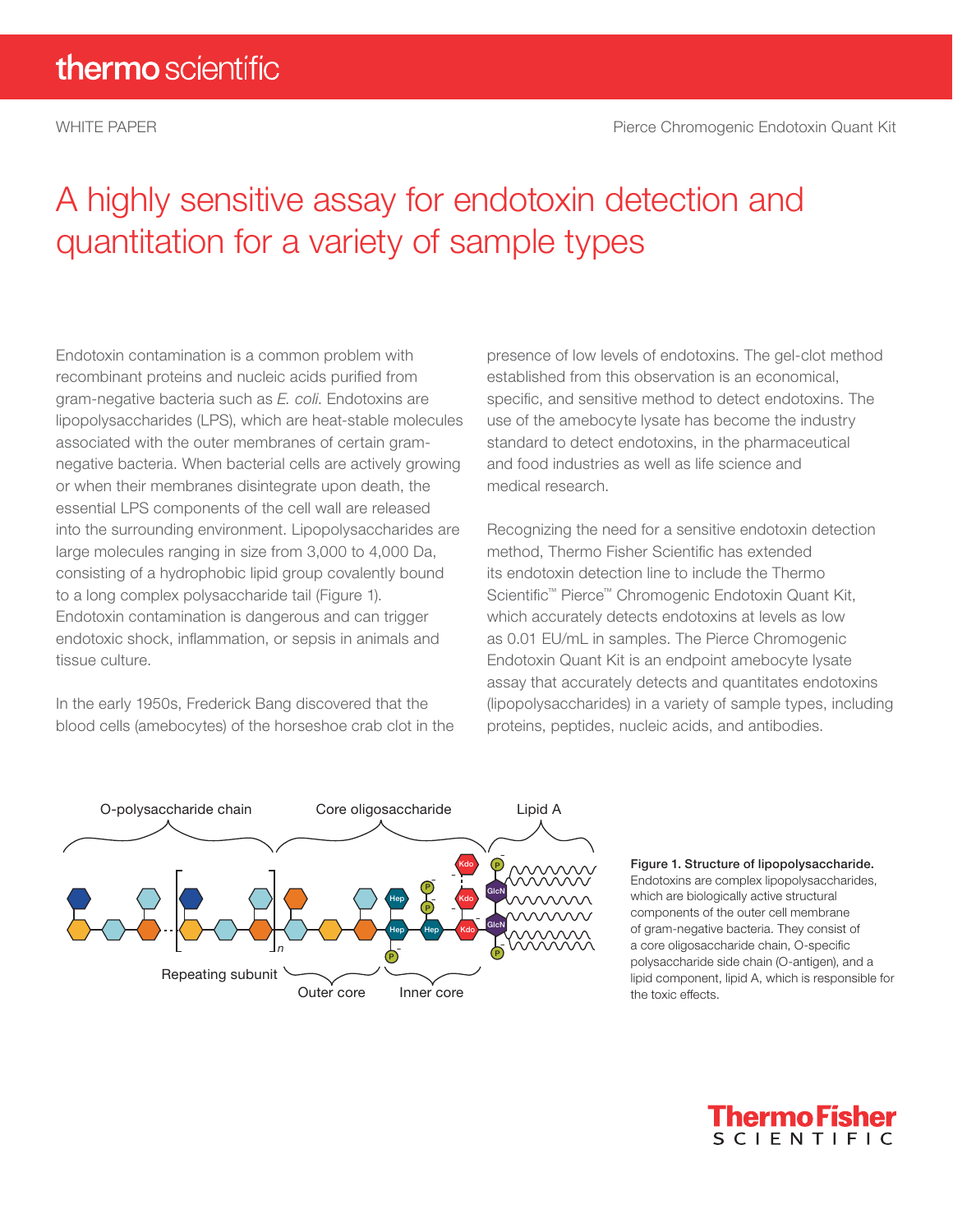WHITE PAPER

Pierce Chromogenic Endotoxin Quant Kit

# A highly sensitive assay for endotoxin detection and quantitation for a variety of sample types

Endotoxin contamination is a common problem with recombinant proteins and nucleic acids purified from gram-negative bacteria such as *E. coli*. Endotoxins are lipopolysaccharides (LPS), which are heat-stable molecules associated with the outer membranes of certain gram-negative bacteria. When bacterial cells are actively growing or when their membranes disintegrate upon death, the essential LPS components of the cell wall are released into the surrounding environment. Lipopolysaccharides are large molecules ranging in size from 3,000 to 4,000 Da, consisting of a hydrophobic lipid group covalently bound to a long complex polysaccharide tail (Figure 1). Endotoxin contamination is dangerous and can trigger endotoxic shock, inflammation, or sepsis in animals and tissue culture.

In the early 1950s, Frederick Bang discovered that the blood cells (amebocytes) of the horseshoe crab clot in the presence of low levels of endotoxins. The gel-clot method established from this observation is an economical, specific, and sensitive method to detect endotoxins. The use of the amebocyte lysate has become the industry standard to detect endotoxins, in the pharmaceutical and food industries as well as life science and medical research.

Recognizing the need for a sensitive endotoxin detection method, Thermo Fisher Scientific has extended its endotoxin detection line to include the Thermo Scientific™ Pierce™ Chromogenic Endotoxin Quant Kit, which accurately detects endotoxins at levels as low as 0.01 EU/mL in samples. The Pierce Chromogenic Endotoxin Quant Kit is an endpoint amebocyte lysate assay that accurately detects and quantitates endotoxins (lipopolysaccharides) in a variety of sample types, including proteins, peptides, nucleic acids, and antibodies.

**Figure 1. Structure of lipopolysaccharide.** Endotoxins are complex lipopolysaccharides, which are biologically active structural components of the outer cell membrane of gram-negative bacteria. They consist of a core oligosaccharide chain, O-specific polysaccharide side chain (O-antigen), and a lipid component, lipid A, which is responsible for the toxic effects.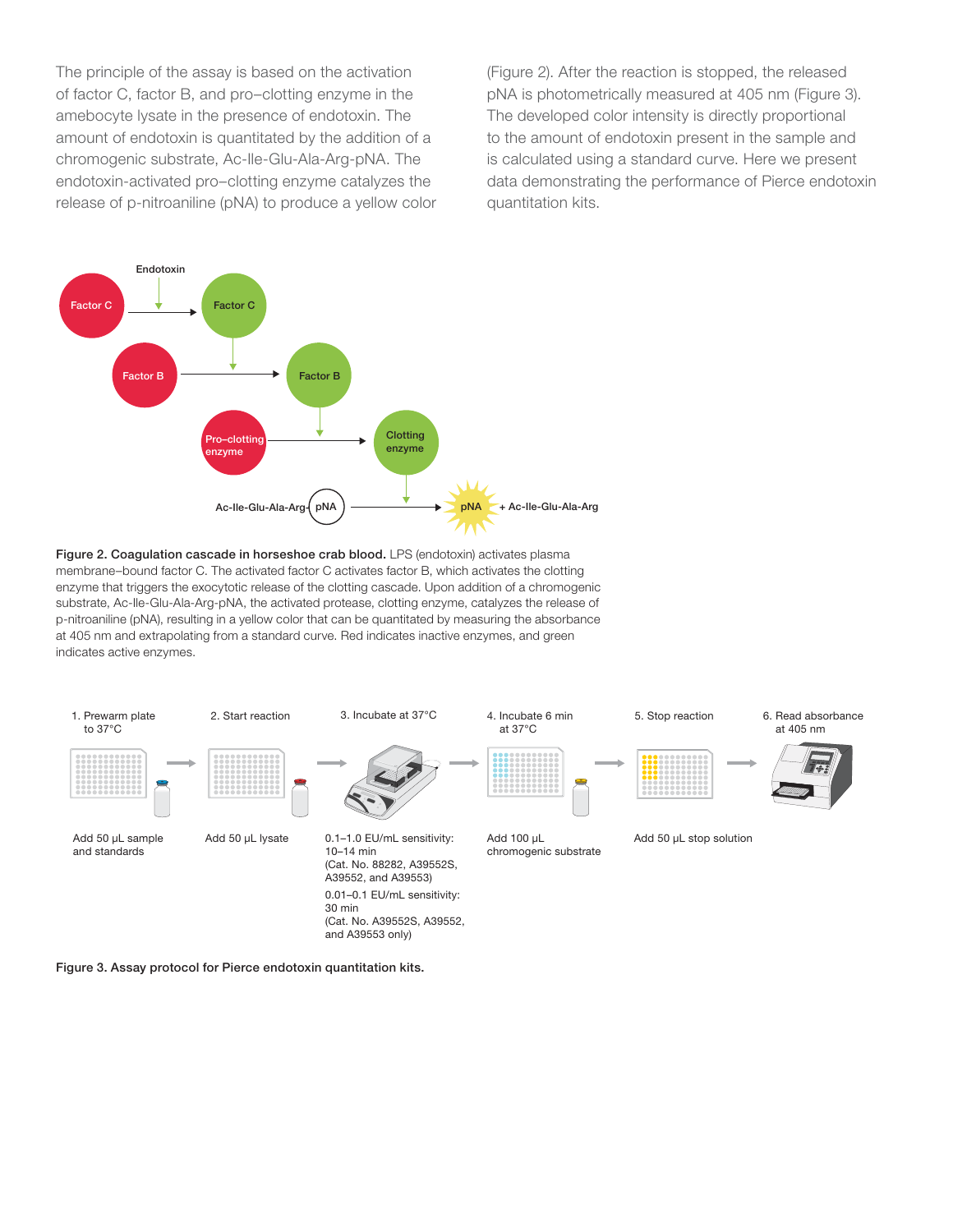The principle of the assay is based on the activation of factor C, factor B, and pro–clotting enzyme in the amebocyte lysate in the presence of endotoxin. The amount of endotoxin is quantitated by the addition of a chromogenic substrate, Ac-Ile-Glu-Ala-Arg-pNA. The endotoxin-activated pro–clotting enzyme catalyzes the release of p-nitroaniline (pNA) to produce a yellow color (Figure 2). After the reaction is stopped, the released pNA is photometrically measured at 405 nm (Figure 3). The developed color intensity is directly proportional to the amount of endotoxin present in the sample and is calculated using a standard curve. Here we present data demonstrating the performance of Pierce endotoxin quantitation kits.

**Figure 2. Coagulation cascade in horseshoe crab blood.** LPS (endotoxin) activates plasma membrane–bound factor C. The activated factor C activates factor B, which activates the clotting enzyme that triggers the exocytotic release of the clotting cascade. Upon addition of a chromogenic substrate, Ac-Ile-Glu-Ala-Arg-pNA, the activated protease, clotting enzyme, catalyzes the release of p-nitroaniline (pNA), resulting in a yellow color that can be quantitated by measuring the absorbance at 405 nm and extrapolating from a standard curve. Red indicates inactive enzymes, and green indicates active enzymes.

1. Prewarm plate to 37°C — Add 50 µL sample and standards
2. Start reaction — Add 50 µL lysate
3. Incubate at 37°C — 0.1–1.0 EU/mL sensitivity: 10–14 min (Cat. No. 88282, A39552S, A39552, and A39553); 0.01–0.1 EU/mL sensitivity: 30 min (Cat. No. A39552S, A39552, and A39553 only)
4. Incubate 6 min at 37°C — Add 100 µL chromogenic substrate
5. Stop reaction — Add 50 µL stop solution
6. Read absorbance at 405 nm

**Figure 3. Assay protocol for Pierce endotoxin quantitation kits.**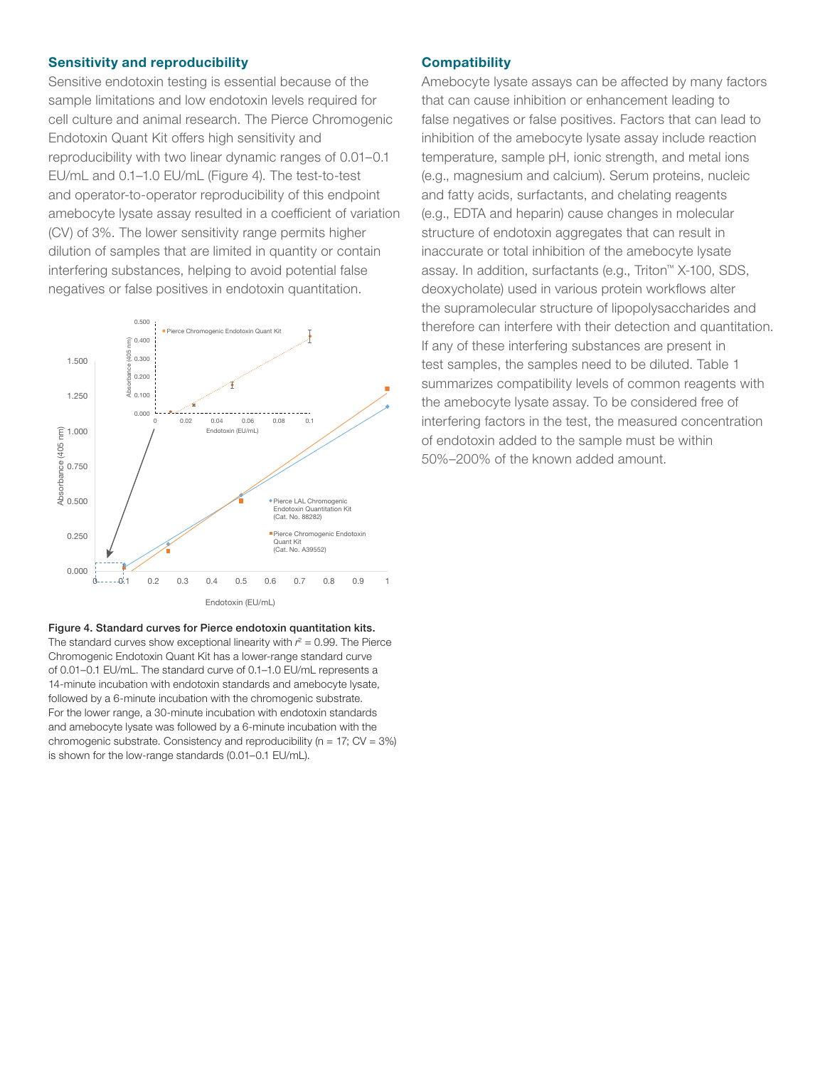## Sensitivity and reproducibility

Sensitive endotoxin testing is essential because of the sample limitations and low endotoxin levels required for cell culture and animal research. The Pierce Chromogenic Endotoxin Quant Kit offers high sensitivity and reproducibility with two linear dynamic ranges of 0.01–0.1 EU/mL and 0.1–1.0 EU/mL (Figure 4). The test-to-test and operator-to-operator reproducibility of this endpoint amebocyte lysate assay resulted in a coefficient of variation (CV) of 3%. The lower sensitivity range permits higher dilution of samples that are limited in quantity or contain interfering substances, helping to avoid potential false negatives or false positives in endotoxin quantitation.

**Figure 4. Standard curves for Pierce endotoxin quantitation kits.** The standard curves show exceptional linearity with $r^2 = 0.99$. The Pierce Chromogenic Endotoxin Quant Kit has a lower-range standard curve of 0.01–0.1 EU/mL. The standard curve of 0.1–1.0 EU/mL represents a 14-minute incubation with endotoxin standards and amebocyte lysate, followed by a 6-minute incubation with the chromogenic substrate. For the lower range, a 30-minute incubation with endotoxin standards and amebocyte lysate was followed by a 6-minute incubation with the chromogenic substrate. Consistency and reproducibility (n = 17; CV = 3%) is shown for the low-range standards (0.01–0.1 EU/mL).

## Compatibility

Amebocyte lysate assays can be affected by many factors that can cause inhibition or enhancement leading to false negatives or false positives. Factors that can lead to inhibition of the amebocyte lysate assay include reaction temperature, sample pH, ionic strength, and metal ions (e.g., magnesium and calcium). Serum proteins, nucleic and fatty acids, surfactants, and chelating reagents (e.g., EDTA and heparin) cause changes in molecular structure of endotoxin aggregates that can result in inaccurate or total inhibition of the amebocyte lysate assay. In addition, surfactants (e.g., Triton™ X-100, SDS, deoxycholate) used in various protein workflows alter the supramolecular structure of lipopolysaccharides and therefore can interfere with their detection and quantitation. If any of these interfering substances are present in test samples, the samples need to be diluted. Table 1 summarizes compatibility levels of common reagents with the amebocyte lysate assay. To be considered free of interfering factors in the test, the measured concentration of endotoxin added to the sample must be within 50%–200% of the known added amount.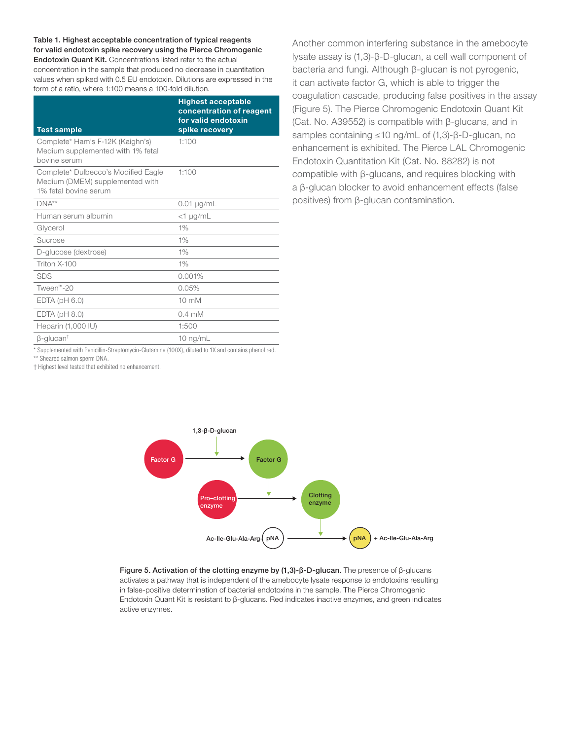**Table 1. Highest acceptable concentration of typical reagents for valid endotoxin spike recovery using the Pierce Chromogenic Endotoxin Quant Kit.** Concentrations listed refer to the actual concentration in the sample that produced no decrease in quantitation values when spiked with 0.5 EU endotoxin. Dilutions are expressed in the form of a ratio, where 1:100 means a 100-fold dilution.

| Test sample | Highest acceptable concentration of reagent for valid endotoxin spike recovery |
|---|---|
| Complete* Ham's F-12K (Kaighn's) Medium supplemented with 1% fetal bovine serum | 1:100 |
| Complete* Dulbecco's Modified Eagle Medium (DMEM) supplemented with 1% fetal bovine serum | 1:100 |
| DNA** | 0.01 µg/mL |
| Human serum albumin | <1 µg/mL |
| Glycerol | 1% |
| Sucrose | 1% |
| D-glucose (dextrose) | 1% |
| Triton X-100 | 1% |
| SDS | 0.001% |
| Tween™-20 | 0.05% |
| EDTA (pH 6.0) | 10 mM |
| EDTA (pH 8.0) | 0.4 mM |
| Heparin (1,000 IU) | 1:500 |
| β-glucan† | 10 ng/mL |

* Supplemented with Penicillin-Streptomycin-Glutamine (100X), diluted to 1X and contains phenol red.
** Sheared salmon sperm DNA.
† Highest level tested that exhibited no enhancement.

Another common interfering substance in the amebocyte lysate assay is (1,3)-β-D-glucan, a cell wall component of bacteria and fungi. Although β-glucan is not pyrogenic, it can activate factor G, which is able to trigger the coagulation cascade, producing false positives in the assay (Figure 5). The Pierce Chromogenic Endotoxin Quant Kit (Cat. No. A39552) is compatible with β-glucans, and in samples containing ≤10 ng/mL of (1,3)-β-D-glucan, no enhancement is exhibited. The Pierce LAL Chromogenic Endotoxin Quantitation Kit (Cat. No. 88282) is not compatible with β-glucans, and requires blocking with a β-glucan blocker to avoid enhancement effects (false positives) from β-glucan contamination.

1,3-β-D-glucan

Factor G → Factor G

Pro-clotting enzyme → Clotting enzyme

Ac-Ile-Glu-Ala-Arg-pNA → pNA + Ac-Ile-Glu-Ala-Arg

**Figure 5. Activation of the clotting enzyme by (1,3)-β-D-glucan.** The presence of β-glucans activates a pathway that is independent of the amebocyte lysate response to endotoxins resulting in false-positive determination of bacterial endotoxins in the sample. The Pierce Chromogenic Endotoxin Quant Kit is resistant to β-glucans. Red indicates inactive enzymes, and green indicates active enzymes.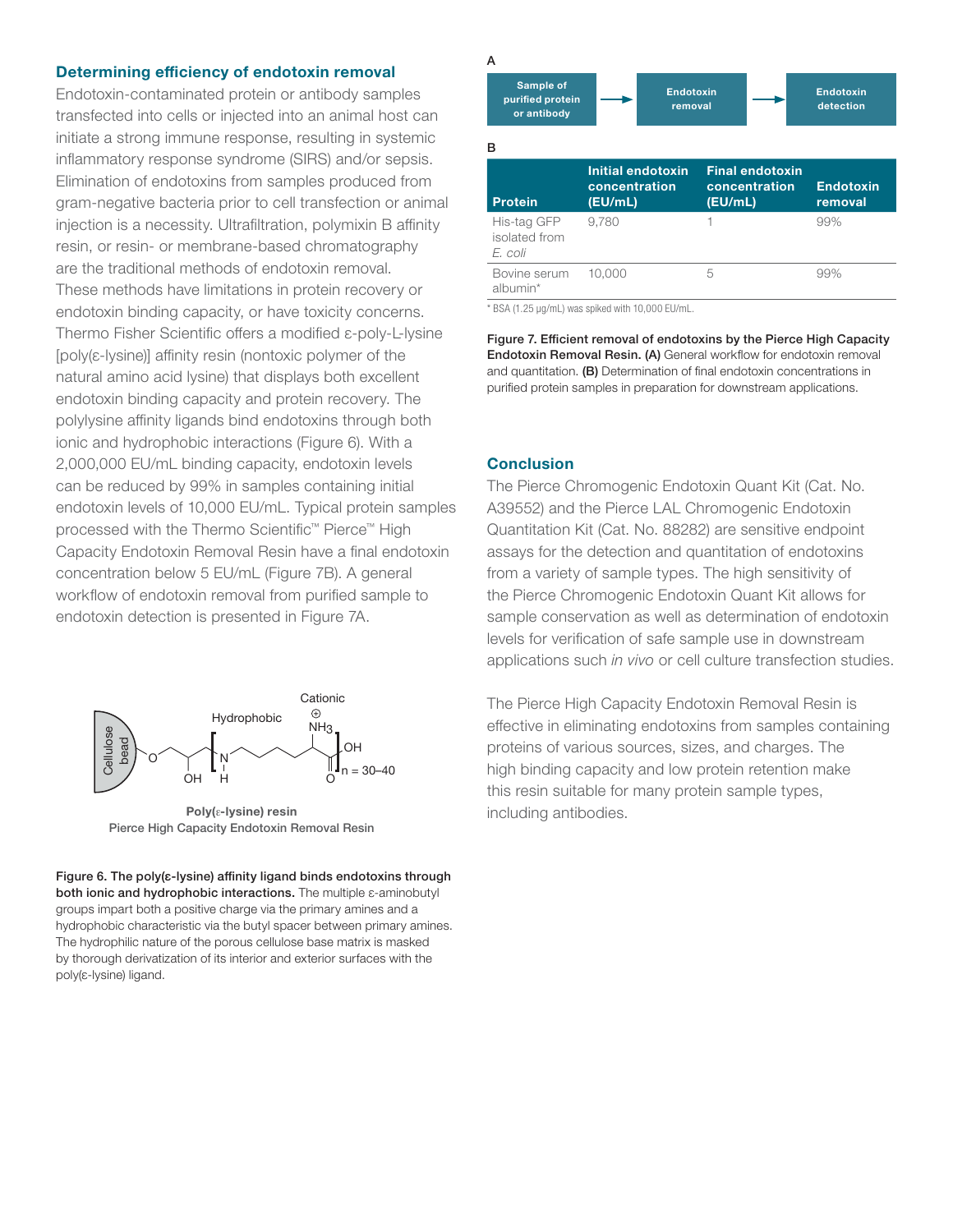## Determining efficiency of endotoxin removal

Endotoxin-contaminated protein or antibody samples transfected into cells or injected into an animal host can initiate a strong immune response, resulting in systemic inflammatory response syndrome (SIRS) and/or sepsis. Elimination of endotoxins from samples produced from gram-negative bacteria prior to cell transfection or animal injection is a necessity. Ultrafiltration, polymixin B affinity resin, or resin- or membrane-based chromatography are the traditional methods of endotoxin removal. These methods have limitations in protein recovery or endotoxin binding capacity, or have toxicity concerns. Thermo Fisher Scientific offers a modified ε-poly-L-lysine [poly(ε-lysine)] affinity resin (nontoxic polymer of the natural amino acid lysine) that displays both excellent endotoxin binding capacity and protein recovery. The polylysine affinity ligands bind endotoxins through both ionic and hydrophobic interactions (Figure 6). With a 2,000,000 EU/mL binding capacity, endotoxin levels can be reduced by 99% in samples containing initial endotoxin levels of 10,000 EU/mL. Typical protein samples processed with the Thermo Scientific™ Pierce™ High Capacity Endotoxin Removal Resin have a final endotoxin concentration below 5 EU/mL (Figure 7B). A general workflow of endotoxin removal from purified sample to endotoxin detection is presented in Figure 7A.

Cellulose bead — Hydrophobic — Cationic $NH_3^{+}$ — n = 30–40

**Poly(ε-lysine) resin**
Pierce High Capacity Endotoxin Removal Resin

**Figure 6. The poly(ε-lysine) affinity ligand binds endotoxins through both ionic and hydrophobic interactions.** The multiple ε-aminobutyl groups impart both a positive charge via the primary amines and a hydrophobic characteristic via the butyl spacer between primary amines. The hydrophilic nature of the porous cellulose base matrix is masked by thorough derivatization of its interior and exterior surfaces with the poly(ε-lysine) ligand.

**A**

Sample of purified protein or antibody → Endotoxin removal → Endotoxin detection

**B**

| Protein | Initial endotoxin concentration (EU/mL) | Final endotoxin concentration (EU/mL) | Endotoxin removal |
|---|---|---|---|
| His-tag GFP isolated from *E. coli* | 9,780 | 1 | 99% |
| Bovine serum albumin* | 10,000 | 5 | 99% |

* BSA (1.25 µg/mL) was spiked with 10,000 EU/mL.

**Figure 7. Efficient removal of endotoxins by the Pierce High Capacity Endotoxin Removal Resin. (A)** General workflow for endotoxin removal and quantitation. **(B)** Determination of final endotoxin concentrations in purified protein samples in preparation for downstream applications.

## Conclusion

The Pierce Chromogenic Endotoxin Quant Kit (Cat. No. A39552) and the Pierce LAL Chromogenic Endotoxin Quantitation Kit (Cat. No. 88282) are sensitive endpoint assays for the detection and quantitation of endotoxins from a variety of sample types. The high sensitivity of the Pierce Chromogenic Endotoxin Quant Kit allows for sample conservation as well as determination of endotoxin levels for verification of safe sample use in downstream applications such *in vivo* or cell culture transfection studies.

The Pierce High Capacity Endotoxin Removal Resin is effective in eliminating endotoxins from samples containing proteins of various sources, sizes, and charges. The high binding capacity and low protein retention make this resin suitable for many protein sample types, including antibodies.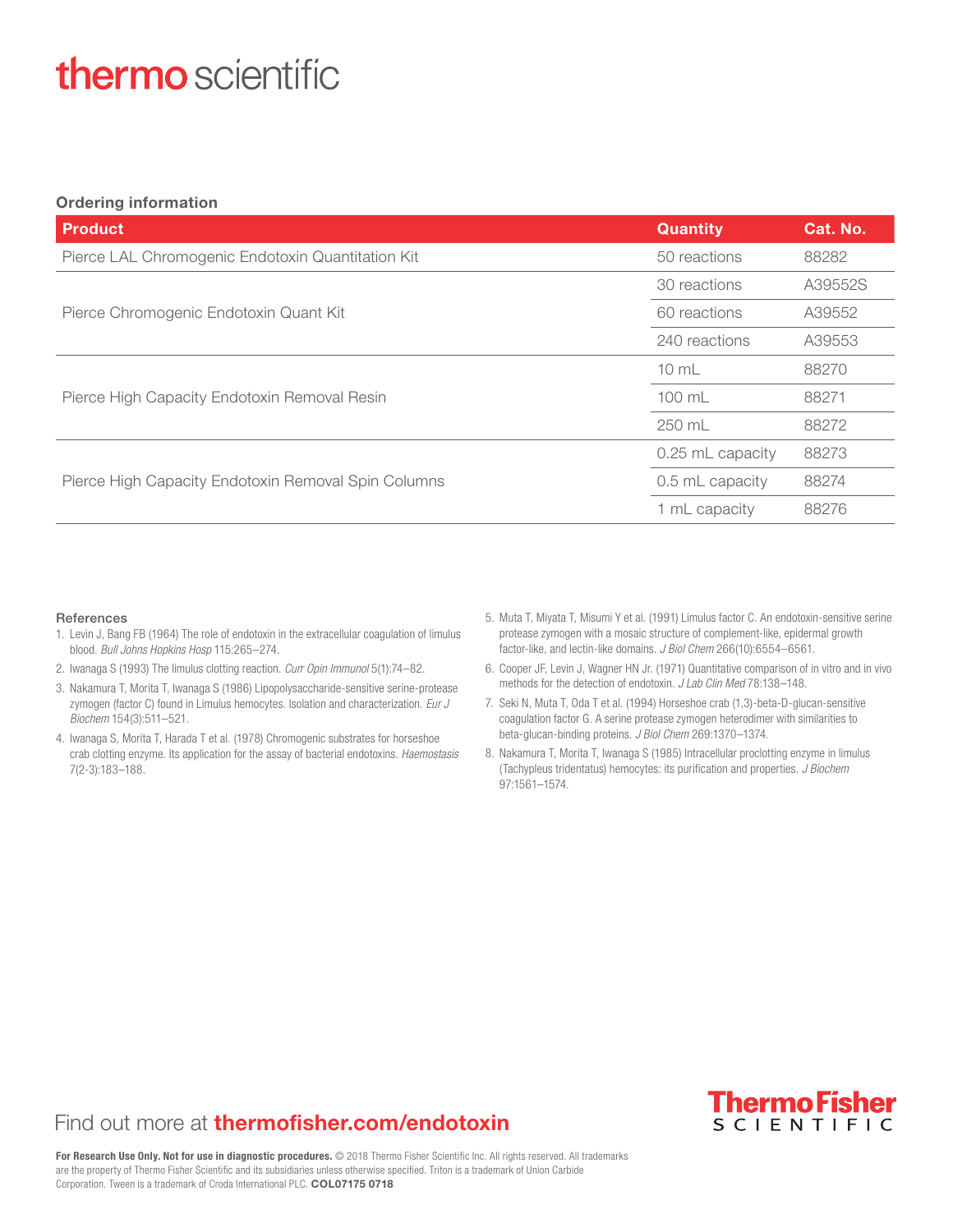## Ordering information

| Product | Quantity | Cat. No. |
|---|---|---|
| Pierce LAL Chromogenic Endotoxin Quantitation Kit | 50 reactions | 88282 |
| Pierce Chromogenic Endotoxin Quant Kit | 30 reactions | A39552S |
| | 60 reactions | A39552 |
| | 240 reactions | A39553 |
| Pierce High Capacity Endotoxin Removal Resin | 10 mL | 88270 |
| | 100 mL | 88271 |
| | 250 mL | 88272 |
| Pierce High Capacity Endotoxin Removal Spin Columns | 0.25 mL capacity | 88273 |
| | 0.5 mL capacity | 88274 |
| | 1 mL capacity | 88276 |

### References

1. Levin J, Bang FB (1964) The role of endotoxin in the extracellular coagulation of limulus blood. *Bull Johns Hopkins Hosp* 115:265–274.
2. Iwanaga S (1993) The limulus clotting reaction. *Curr Opin Immunol* 5(1):74–82.
3. Nakamura T, Morita T, Iwanaga S (1986) Lipopolysaccharide-sensitive serine-protease zymogen (factor C) found in Limulus hemocytes. Isolation and characterization. *Eur J Biochem* 154(3):511–521.
4. Iwanaga S, Morita T, Harada T et al. (1978) Chromogenic substrates for horseshoe crab clotting enzyme. Its application for the assay of bacterial endotoxins. *Haemostasis* 7(2-3):183–188.
5. Muta T, Miyata T, Misumi Y et al. (1991) Limulus factor C. An endotoxin-sensitive serine protease zymogen with a mosaic structure of complement-like, epidermal growth factor-like, and lectin-like domains. *J Biol Chem* 266(10):6554–6561.
6. Cooper JF, Levin J, Wagner HN Jr. (1971) Quantitative comparison of in vitro and in vivo methods for the detection of endotoxin. *J Lab Clin Med* 78:138–148.
7. Seki N, Muta T, Oda T et al. (1994) Horseshoe crab (1,3)-beta-D-glucan-sensitive coagulation factor G. A serine protease zymogen heterodimer with similarities to beta-glucan-binding proteins. *J Biol Chem* 269:1370–1374.
8. Nakamura T, Morita T, Iwanaga S (1985) Intracellular proclotting enzyme in limulus (Tachypleus tridentatus) hemocytes: its purification and properties. *J Biochem* 97:1561–1574.

Find out more at **thermofisher.com/endotoxin**

**For Research Use Only. Not for use in diagnostic procedures.** © 2018 Thermo Fisher Scientific Inc. All rights reserved. All trademarks are the property of Thermo Fisher Scientific and its subsidiaries unless otherwise specified. Triton is a trademark of Union Carbide Corporation. Tween is a trademark of Croda International PLC. **COL07175 0718**